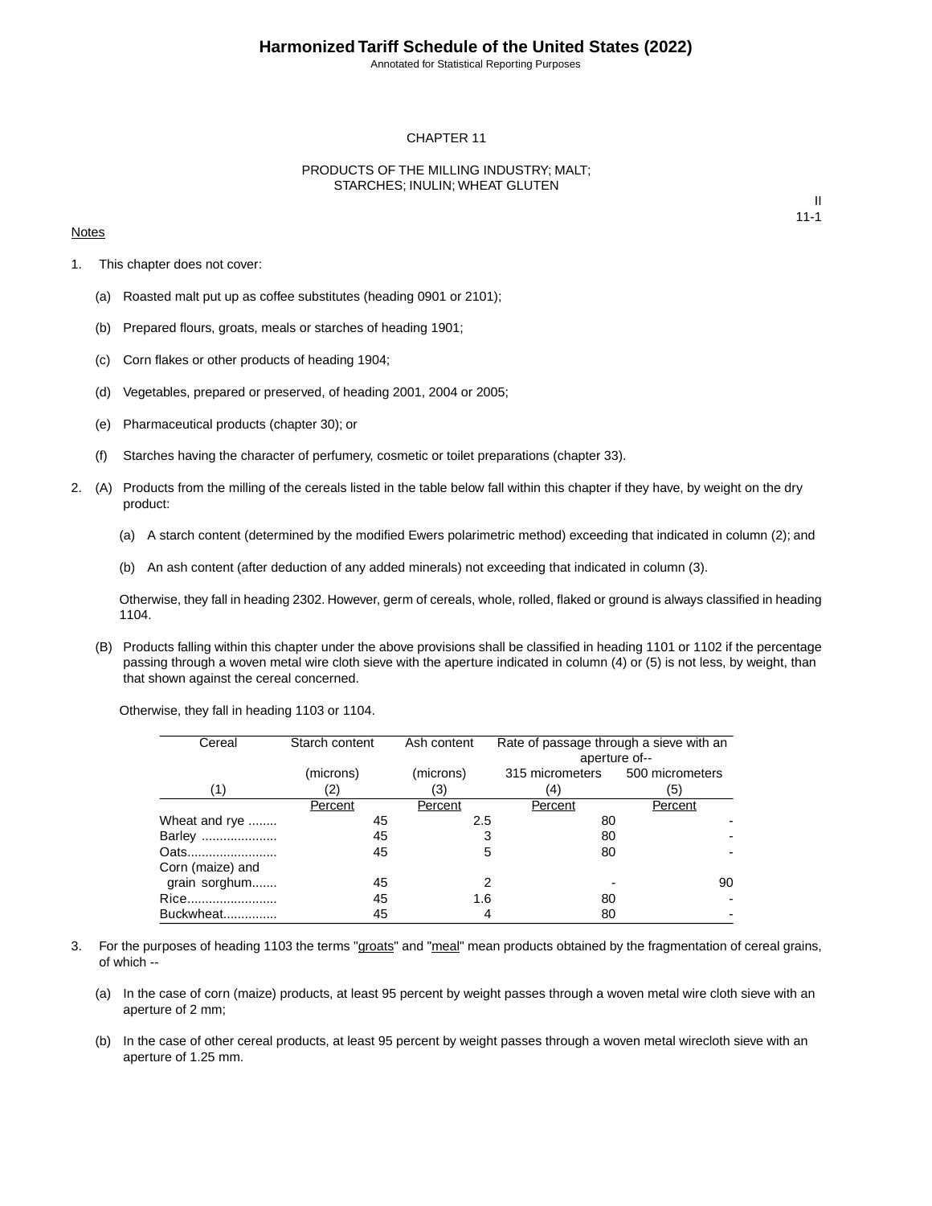# Harmonized Tariff Schedule of the United States (2022)

Annotated for Statistical Reporting Purposes

## CHAPTER 11

## PRODUCTS OF THE MILLING INDUSTRY; MALT; STARCHES; INULIN; WHEAT GLUTEN

II
11-1

Notes

1. This chapter does not cover:

   (a) Roasted malt put up as coffee substitutes (heading 0901 or 2101);

   (b) Prepared flours, groats, meals or starches of heading 1901;

   (c) Corn flakes or other products of heading 1904;

   (d) Vegetables, prepared or preserved, of heading 2001, 2004 or 2005;

   (e) Pharmaceutical products (chapter 30); or

   (f) Starches having the character of perfumery, cosmetic or toilet preparations (chapter 33).

2. (A) Products from the milling of the cereals listed in the table below fall within this chapter if they have, by weight on the dry product:

      (a) A starch content (determined by the modified Ewers polarimetric method) exceeding that indicated in column (2); and

      (b) An ash content (after deduction of any added minerals) not exceeding that indicated in column (3).

   Otherwise, they fall in heading 2302. However, germ of cereals, whole, rolled, flaked or ground is always classified in heading 1104.

   (B) Products falling within this chapter under the above provisions shall be classified in heading 1101 or 1102 if the percentage passing through a woven metal wire cloth sieve with the aperture indicated in column (4) or (5) is not less, by weight, than that shown against the cereal concerned.

   Otherwise, they fall in heading 1103 or 1104.

| Cereal | Starch content | Ash content | Rate of passage through a sieve with an aperture of-- | |
|---|---|---|---|---|
| | (microns) | (microns) | 315 micrometers | 500 micrometers |
| (1) | (2) | (3) | (4) | (5) |
| | Percent | Percent | Percent | Percent |
| Wheat and rye ........ | 45 | 2.5 | 80 | - |
| Barley ..................... | 45 | 3 | 80 | - |
| Oats......................... | 45 | 5 | 80 | - |
| Corn (maize) and grain sorghum....... | 45 | 2 | - | 90 |
| Rice......................... | 45 | 1.6 | 80 | - |
| Buckwheat............... | 45 | 4 | 80 | - |

3. For the purposes of heading 1103 the terms "groats" and "meal" mean products obtained by the fragmentation of cereal grains, of which --

   (a) In the case of corn (maize) products, at least 95 percent by weight passes through a woven metal wire cloth sieve with an aperture of 2 mm;

   (b) In the case of other cereal products, at least 95 percent by weight passes through a woven metal wirecloth sieve with an aperture of 1.25 mm.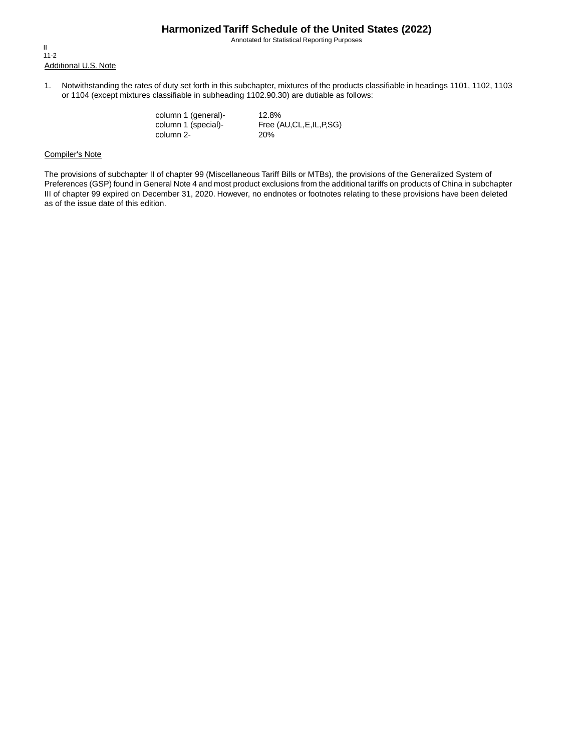Additional U.S. Note

1. Notwithstanding the rates of duty set forth in this subchapter, mixtures of the products classifiable in headings 1101, 1102, 1103 or 1104 (except mixtures classifiable in subheading 1102.90.30) are dutiable as follows:

| | |
|---|---|
| column 1 (general)- | 12.8% |
| column 1 (special)- | Free (AU,CL,E,IL,P,SG) |
| column 2- | 20% |

Compiler's Note

The provisions of subchapter II of chapter 99 (Miscellaneous Tariff Bills or MTBs), the provisions of the Generalized System of Preferences (GSP) found in General Note 4 and most product exclusions from the additional tariffs on products of China in subchapter III of chapter 99 expired on December 31, 2020. However, no endnotes or footnotes relating to these provisions have been deleted as of the issue date of this edition.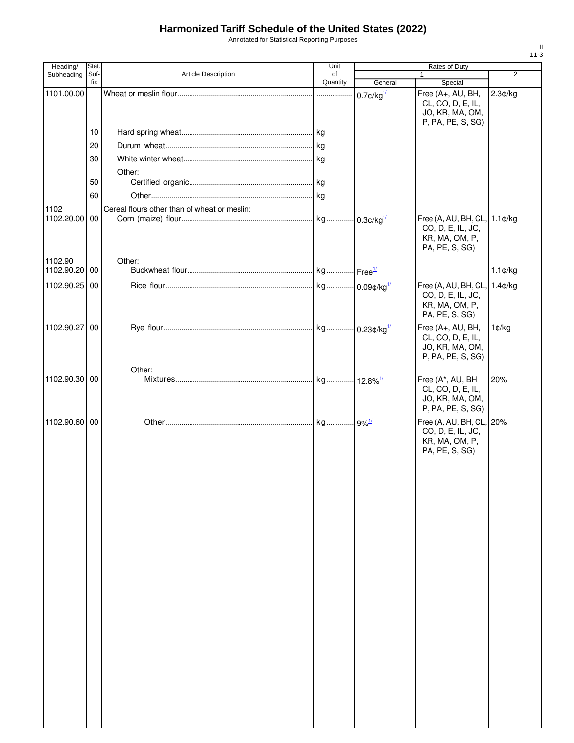# Harmonized Tariff Schedule of the United States (2022)

Annotated for Statistical Reporting Purposes

II
11-3

| Heading/ Subheading | Stat. Suffix | Article Description | Unit of Quantity | Rates of Duty 1 General | Special | 2 |
|---|---|---|---|---|---|---|
| 1101.00.00 | | Wheat or meslin flour | | 0.7¢/kg [1/] | Free (A+, AU, BH, CL, CO, D, E, IL, JO, KR, MA, OM, P, PA, PE, S, SG) | 2.3¢/kg |
| | 10 | Hard spring wheat | kg | | | |
| | 20 | Durum wheat | kg | | | |
| | 30 | White winter wheat | kg | | | |
| | | Other: | | | | |
| | 50 | Certified organic | kg | | | |
| | 60 | Other | kg | | | |
| 1102 | | Cereal flours other than of wheat or meslin: | | | | |
| 1102.20.00 | 00 | Corn (maize) flour | kg | 0.3¢/kg [1/] | Free (A, AU, BH, CL, CO, D, E, IL, JO, KR, MA, OM, P, PA, PE, S, SG) | 1.1¢/kg |
| 1102.90 | | Other: | | | | |
| 1102.90.20 | 00 | Buckwheat flour | kg | Free [1/] | | 1.1¢/kg |
| 1102.90.25 | 00 | Rice flour | kg | 0.09¢/kg [1/] | Free (A, AU, BH, CL, CO, D, E, IL, JO, KR, MA, OM, P, PA, PE, S, SG) | 1.4¢/kg |
| 1102.90.27 | 00 | Rye flour | kg | 0.23¢/kg [1/] | Free (A+, AU, BH, CL, CO, D, E, IL, JO, KR, MA, OM, P, PA, PE, S, SG) | 1¢/kg |
| | | Other: | | | | |
| 1102.90.30 | 00 | Mixtures | kg | 12.8% [1/] | Free (A*, AU, BH, CL, CO, D, E, IL, JO, KR, MA, OM, P, PA, PE, S, SG) | 20% |
| 1102.90.60 | 00 | Other | kg | 9% [1/] | Free (A, AU, BH, CL, CO, D, E, IL, JO, KR, MA, OM, P, PA, PE, S, SG) | 20% |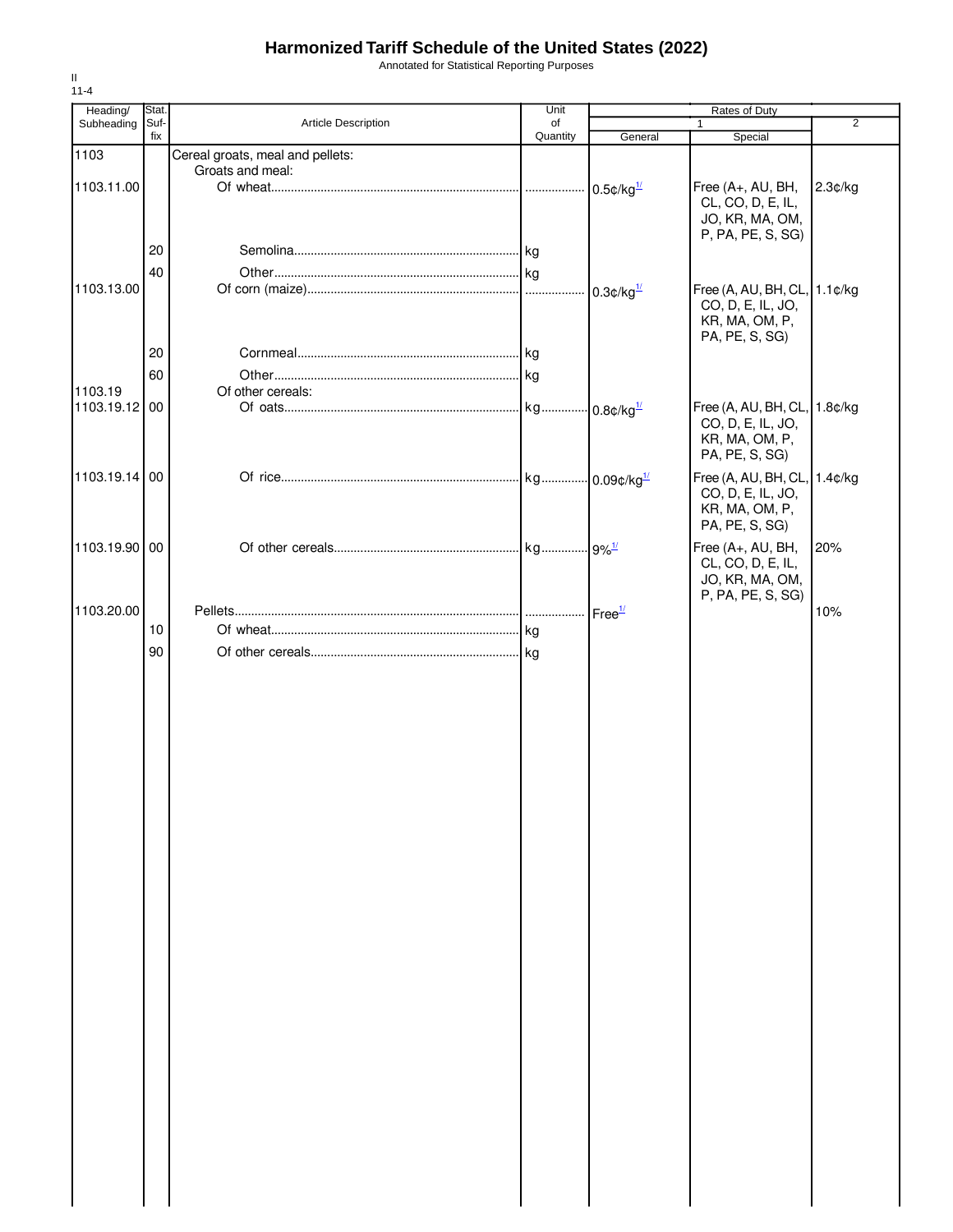# Harmonized Tariff Schedule of the United States (2022)

Annotated for Statistical Reporting Purposes

II
11-4

| Heading/ Subheading | Stat. Suf- fix | Article Description | Unit of Quantity | Rates of Duty 1 General | Special | 2 |
|---|---|---|---|---|---|---|
| 1103 | | Cereal groats, meal and pellets: | | | | |
| | | Groats and meal: | | | | |
| 1103.11.00 | | Of wheat | | 0.5¢/kg[1/] | Free (A+, AU, BH, CL, CO, D, E, IL, JO, KR, MA, OM, P, PA, PE, S, SG) | 2.3¢/kg |
| | 20 | Semolina | kg | | | |
| | 40 | Other | kg | | | |
| 1103.13.00 | | Of corn (maize) | | 0.3¢/kg[1/] | Free (A, AU, BH, CL, CO, D, E, IL, JO, KR, MA, OM, P, PA, PE, S, SG) | 1.1¢/kg |
| | 20 | Cornmeal | kg | | | |
| | 60 | Other | kg | | | |
| 1103.19 | | Of other cereals: | | | | |
| 1103.19.12 | 00 | Of oats | kg | 0.8¢/kg[1/] | Free (A, AU, BH, CL, CO, D, E, IL, JO, KR, MA, OM, P, PA, PE, S, SG) | 1.8¢/kg |
| 1103.19.14 | 00 | Of rice | kg | 0.09¢/kg[1/] | Free (A, AU, BH, CL, CO, D, E, IL, JO, KR, MA, OM, P, PA, PE, S, SG) | 1.4¢/kg |
| 1103.19.90 | 00 | Of other cereals | kg | 9%[1/] | Free (A+, AU, BH, CL, CO, D, E, IL, JO, KR, MA, OM, P, PA, PE, S, SG) | 20% |
| 1103.20.00 | | Pellets | | Free[1/] | | 10% |
| | 10 | Of wheat | kg | | | |
| | 90 | Of other cereals | kg | | | |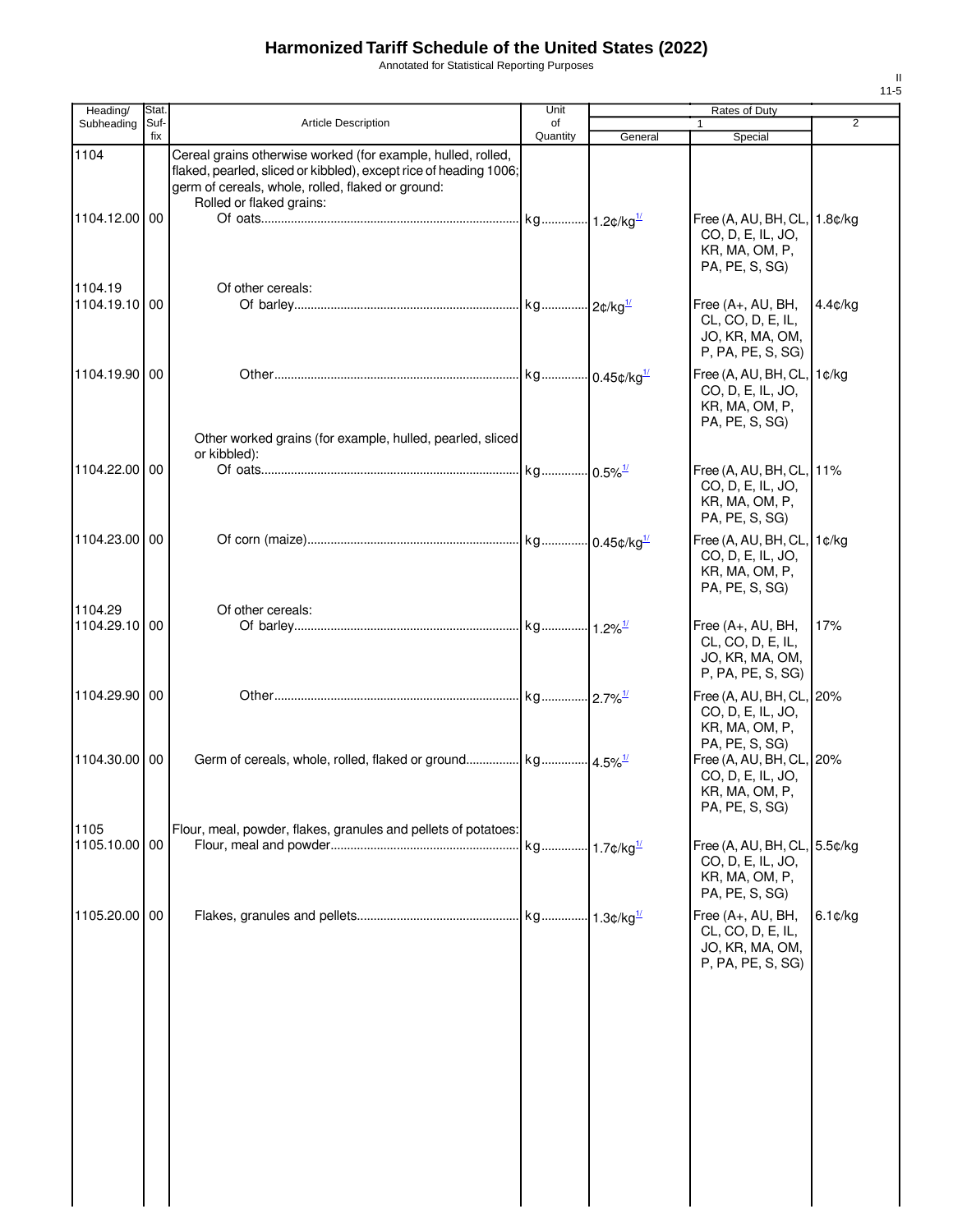# Harmonized Tariff Schedule of the United States (2022)

Annotated for Statistical Reporting Purposes

| Heading/ Subheading | Stat. Suf- fix | Article Description | Unit of Quantity | Rates of Duty 1 General | Special | 2 |
|---|---|---|---|---|---|---|
| 1104 | | Cereal grains otherwise worked (for example, hulled, rolled, flaked, pearled, sliced or kibbled), except rice of heading 1006; germ of cereals, whole, rolled, flaked or ground: | | | | |
| | | Rolled or flaked grains: | | | | |
| 1104.12.00 | 00 | Of oats | kg | 1.2¢/kg[1/] | Free (A, AU, BH, CL, CO, D, E, IL, JO, KR, MA, OM, P, PA, PE, S, SG) | 1.8¢/kg |
| 1104.19 | | Of other cereals: | | | | |
| 1104.19.10 | 00 | Of barley | kg | 2¢/kg[1/] | Free (A+, AU, BH, CL, CO, D, E, IL, JO, KR, MA, OM, P, PA, PE, S, SG) | 4.4¢/kg |
| 1104.19.90 | 00 | Other | kg | 0.45¢/kg[1/] | Free (A, AU, BH, CL, CO, D, E, IL, JO, KR, MA, OM, P, PA, PE, S, SG) | 1¢/kg |
| | | Other worked grains (for example, hulled, pearled, sliced or kibbled): | | | | |
| 1104.22.00 | 00 | Of oats | kg | 0.5%[1/] | Free (A, AU, BH, CL, CO, D, E, IL, JO, KR, MA, OM, P, PA, PE, S, SG) | 11% |
| 1104.23.00 | 00 | Of corn (maize) | kg | 0.45¢/kg[1/] | Free (A, AU, BH, CL, CO, D, E, IL, JO, KR, MA, OM, P, PA, PE, S, SG) | 1¢/kg |
| 1104.29 | | Of other cereals: | | | | |
| 1104.29.10 | 00 | Of barley | kg | 1.2%[1/] | Free (A+, AU, BH, CL, CO, D, E, IL, JO, KR, MA, OM, P, PA, PE, S, SG) | 17% |
| 1104.29.90 | 00 | Other | kg | 2.7%[1/] | Free (A, AU, BH, CL, CO, D, E, IL, JO, KR, MA, OM, P, PA, PE, S, SG) | 20% |
| 1104.30.00 | 00 | Germ of cereals, whole, rolled, flaked or ground | kg | 4.5%[1/] | Free (A, AU, BH, CL, CO, D, E, IL, JO, KR, MA, OM, P, PA, PE, S, SG) | 20% |
| 1105 | | Flour, meal, powder, flakes, granules and pellets of potatoes: | | | | |
| 1105.10.00 | 00 | Flour, meal and powder | kg | 1.7¢/kg[1/] | Free (A, AU, BH, CL, CO, D, E, IL, JO, KR, MA, OM, P, PA, PE, S, SG) | 5.5¢/kg |
| 1105.20.00 | 00 | Flakes, granules and pellets | kg | 1.3¢/kg[1/] | Free (A+, AU, BH, CL, CO, D, E, IL, JO, KR, MA, OM, P, PA, PE, S, SG) | 6.1¢/kg |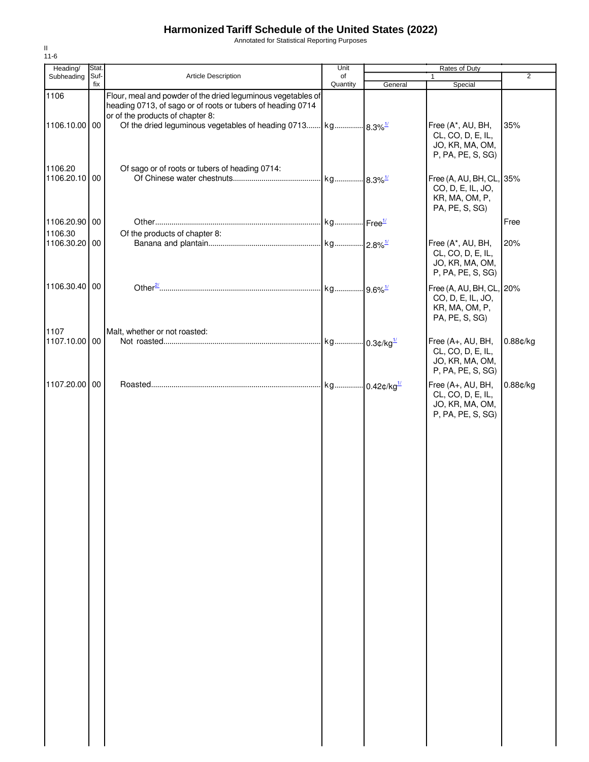# Harmonized Tariff Schedule of the United States (2022)

Annotated for Statistical Reporting Purposes

II
11-6

| Heading/ Subheading | Stat. Suf- fix | Article Description | Unit of Quantity | Rates of Duty 1 General | Special | 2 |
|---|---|---|---|---|---|---|
| 1106 | | Flour, meal and powder of the dried leguminous vegetables of heading 0713, of sago or of roots or tubers of heading 0714 or of the products of chapter 8: | | | | |
| 1106.10.00 | 00 | Of the dried leguminous vegetables of heading 0713 | kg | 8.3%[1/] | Free (A*, AU, BH, CL, CO, D, E, IL, JO, KR, MA, OM, P, PA, PE, S, SG) | 35% |
| 1106.20 | | Of sago or of roots or tubers of heading 0714: | | | | |
| 1106.20.10 | 00 | Of Chinese water chestnuts | kg | 8.3%[1/] | Free (A, AU, BH, CL, CO, D, E, IL, JO, KR, MA, OM, P, PA, PE, S, SG) | 35% |
| 1106.20.90 | 00 | Other | kg | Free[1/] | | Free |
| 1106.30 | | Of the products of chapter 8: | | | | |
| 1106.30.20 | 00 | Banana and plantain | kg | 2.8%[1/] | Free (A*, AU, BH, CL, CO, D, E, IL, JO, KR, MA, OM, P, PA, PE, S, SG) | 20% |
| 1106.30.40 | 00 | Other[2/] | kg | 9.6%[1/] | Free (A, AU, BH, CL, CO, D, E, IL, JO, KR, MA, OM, P, PA, PE, S, SG) | 20% |
| 1107 | | Malt, whether or not roasted: | | | | |
| 1107.10.00 | 00 | Not roasted | kg | 0.3¢/kg[1/] | Free (A+, AU, BH, CL, CO, D, E, IL, JO, KR, MA, OM, P, PA, PE, S, SG) | 0.88¢/kg |
| 1107.20.00 | 00 | Roasted | kg | 0.42¢/kg[1/] | Free (A+, AU, BH, CL, CO, D, E, IL, JO, KR, MA, OM, P, PA, PE, S, SG) | 0.88¢/kg |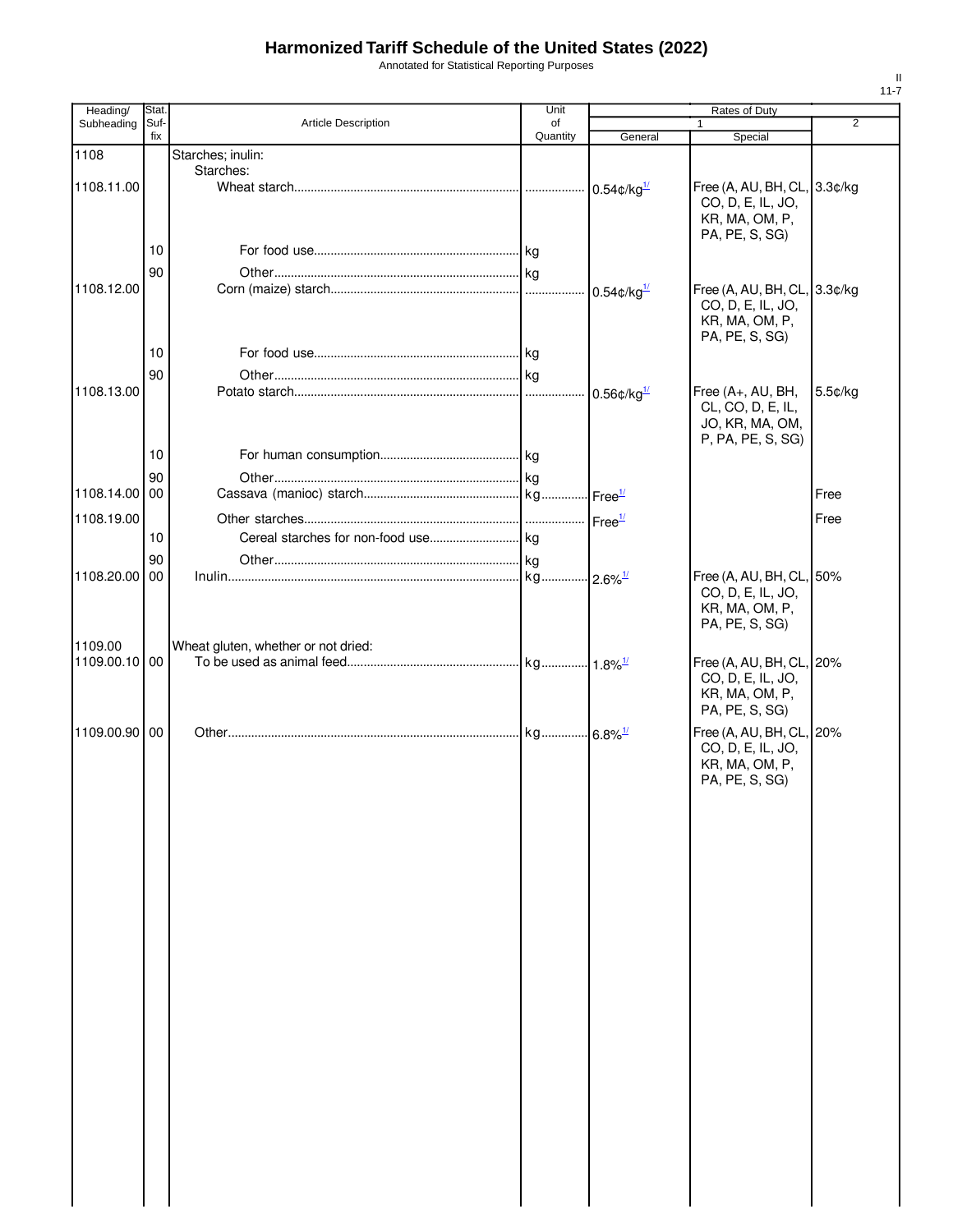# Harmonized Tariff Schedule of the United States (2022)

Annotated for Statistical Reporting Purposes

| Heading/ Subheading | Stat. Suf-fix | Article Description | Unit of Quantity | Rates of Duty 1 General | Special | 2 |
|---|---|---|---|---|---|---|
| 1108 | | Starches; inulin: | | | | |
| | | Starches: | | | | |
| 1108.11.00 | | Wheat starch | | 0.54¢/kg[1/] | Free (A, AU, BH, CL, CO, D, E, IL, JO, KR, MA, OM, P, PA, PE, S, SG) | 3.3¢/kg |
| | 10 | For food use | kg | | | |
| | 90 | Other | kg | | | |
| 1108.12.00 | | Corn (maize) starch | | 0.54¢/kg[1/] | Free (A, AU, BH, CL, CO, D, E, IL, JO, KR, MA, OM, P, PA, PE, S, SG) | 3.3¢/kg |
| | 10 | For food use | kg | | | |
| | 90 | Other | kg | | | |
| 1108.13.00 | | Potato starch | | 0.56¢/kg[1/] | Free (A+, AU, BH, CL, CO, D, E, IL, JO, KR, MA, OM, P, PA, PE, S, SG) | 5.5¢/kg |
| | 10 | For human consumption | kg | | | |
| | 90 | Other | kg | | | |
| 1108.14.00 | 00 | Cassava (manioc) starch | kg | Free[1/] | | Free |
| 1108.19.00 | | Other starches | | Free[1/] | | Free |
| | 10 | Cereal starches for non-food use | kg | | | |
| | 90 | Other | kg | | | |
| 1108.20.00 | 00 | Inulin | kg | 2.6%[1/] | Free (A, AU, BH, CL, CO, D, E, IL, JO, KR, MA, OM, P, PA, PE, S, SG) | 50% |
| 1109.00 | | Wheat gluten, whether or not dried: | | | | |
| 1109.00.10 | 00 | To be used as animal feed | kg | 1.8%[1/] | Free (A, AU, BH, CL, CO, D, E, IL, JO, KR, MA, OM, P, PA, PE, S, SG) | 20% |
| 1109.00.90 | 00 | Other | kg | 6.8%[1/] | Free (A, AU, BH, CL, CO, D, E, IL, JO, KR, MA, OM, P, PA, PE, S, SG) | 20% |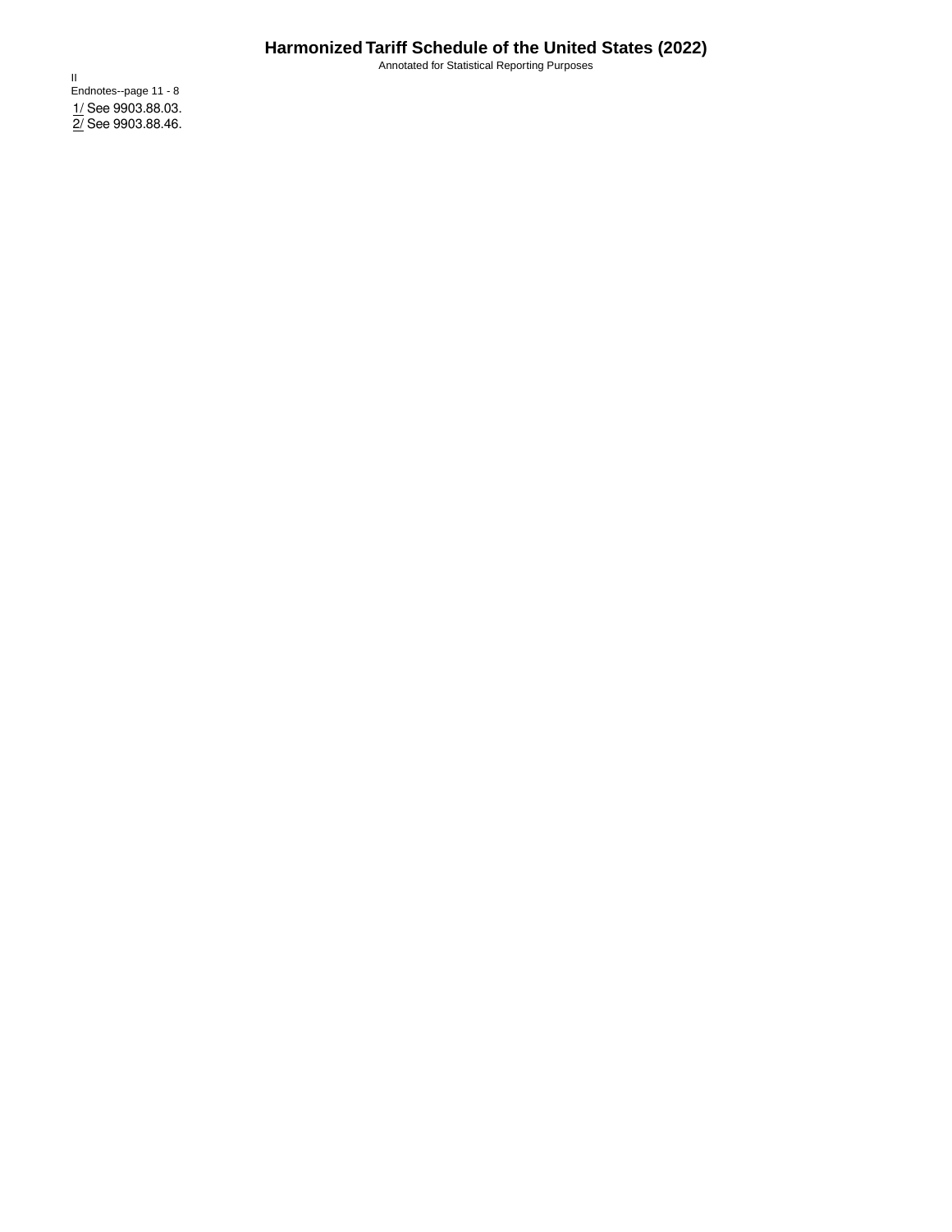1/ See 9903.88.03.
2/ See 9903.88.46.